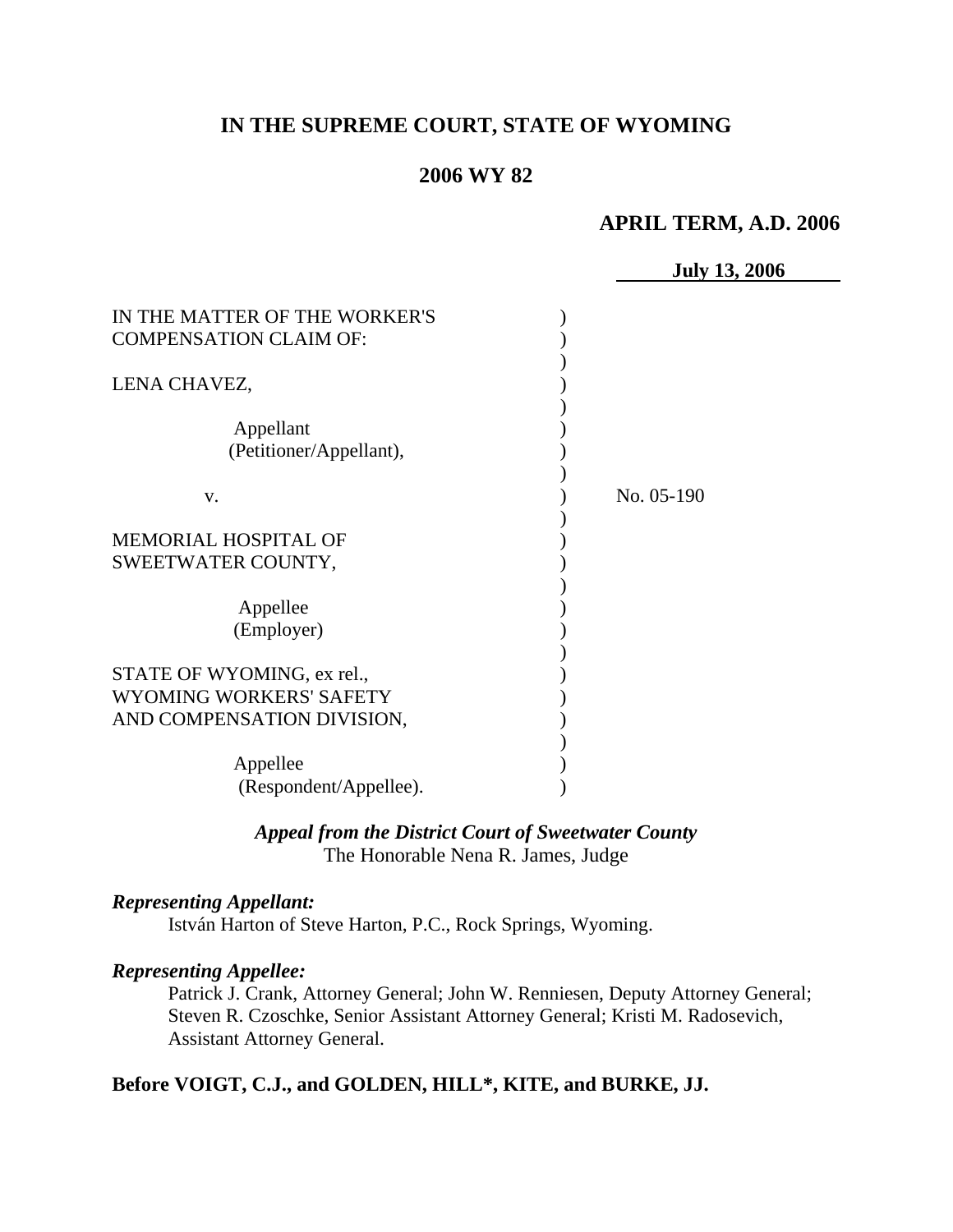# IN THE SUPREME COURT, STATE OF WYOMING

## 2006 WY 82

### APRIL TERM, A.D. 2006

July 13, 2006

IN THE MATTER OF THE WORKER'S COMPENSATION CLAIM OF:

LENA CHAVEZ,

Appellant
(Petitioner/Appellant),

v.

MEMORIAL HOSPITAL OF SWEETWATER COUNTY,

Appellee
(Employer)

STATE OF WYOMING, ex rel., WYOMING WORKERS' SAFETY AND COMPENSATION DIVISION,

Appellee
(Respondent/Appellee).

No. 05-190

***Appeal from the District Court of Sweetwater County***
The Honorable Nena R. James, Judge

***Representing Appellant:***

István Harton of Steve Harton, P.C., Rock Springs, Wyoming.

***Representing Appellee:***

Patrick J. Crank, Attorney General; John W. Renniesen, Deputy Attorney General; Steven R. Czoschke, Senior Assistant Attorney General; Kristi M. Radosevich, Assistant Attorney General.

**Before VOIGT, C.J., and GOLDEN, HILL\*, KITE, and BURKE, JJ.**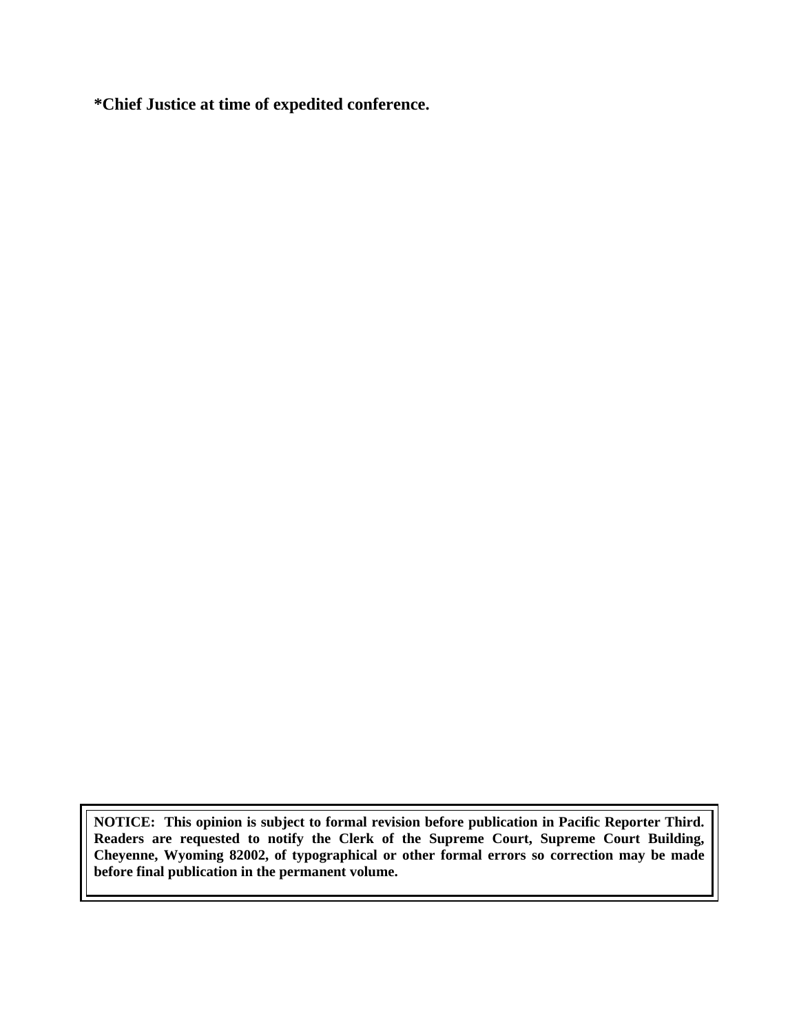**\*Chief Justice at time of expedited conference.**

**NOTICE: This opinion is subject to formal revision before publication in Pacific Reporter Third. Readers are requested to notify the Clerk of the Supreme Court, Supreme Court Building, Cheyenne, Wyoming 82002, of typographical or other formal errors so correction may be made before final publication in the permanent volume.**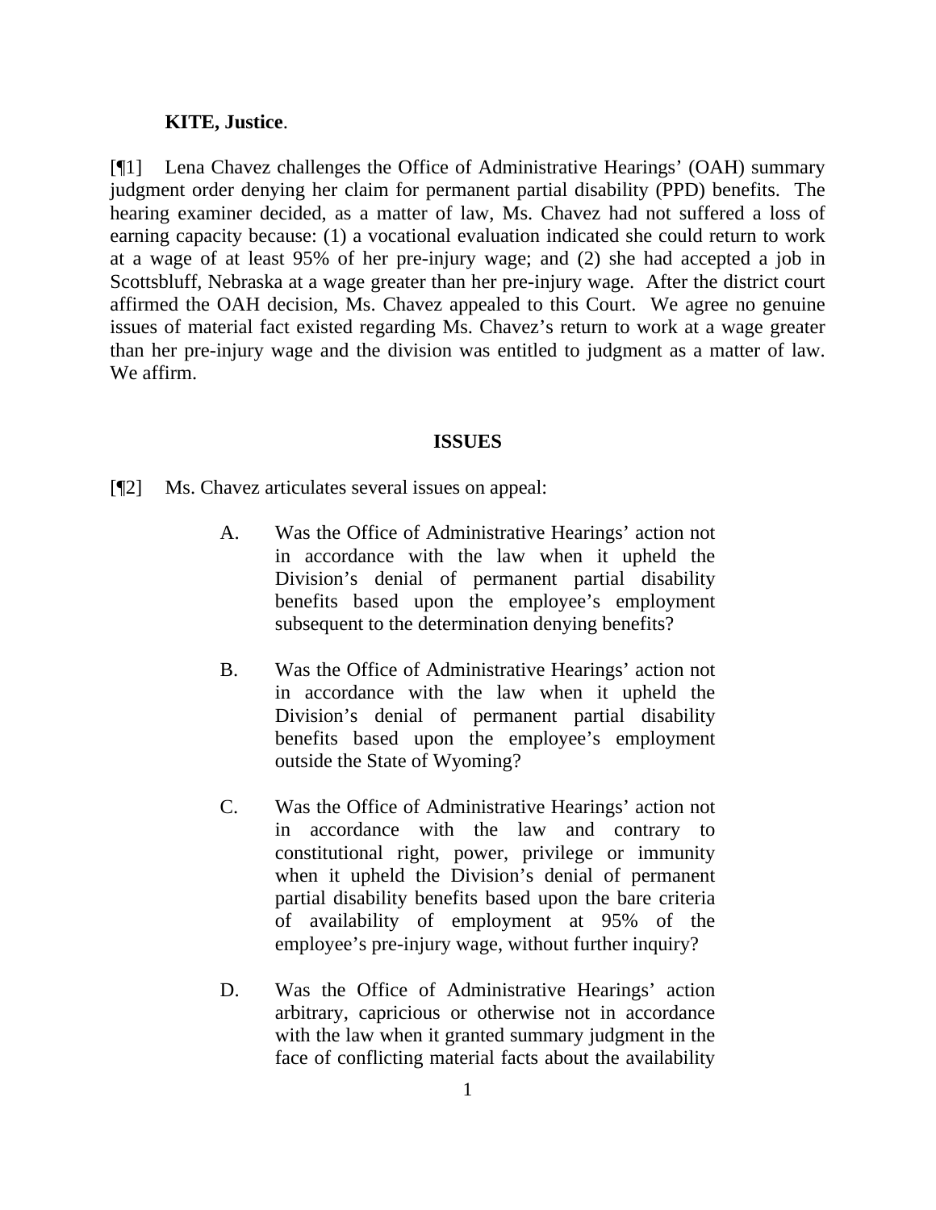**KITE, Justice**.

[¶1] Lena Chavez challenges the Office of Administrative Hearings' (OAH) summary judgment order denying her claim for permanent partial disability (PPD) benefits. The hearing examiner decided, as a matter of law, Ms. Chavez had not suffered a loss of earning capacity because: (1) a vocational evaluation indicated she could return to work at a wage of at least 95% of her pre-injury wage; and (2) she had accepted a job in Scottsbluff, Nebraska at a wage greater than her pre-injury wage. After the district court affirmed the OAH decision, Ms. Chavez appealed to this Court. We agree no genuine issues of material fact existed regarding Ms. Chavez's return to work at a wage greater than her pre-injury wage and the division was entitled to judgment as a matter of law. We affirm.

**ISSUES**

[¶2] Ms. Chavez articulates several issues on appeal:

> A. Was the Office of Administrative Hearings' action not in accordance with the law when it upheld the Division's denial of permanent partial disability benefits based upon the employee's employment subsequent to the determination denying benefits?
>
> B. Was the Office of Administrative Hearings' action not in accordance with the law when it upheld the Division's denial of permanent partial disability benefits based upon the employee's employment outside the State of Wyoming?
>
> C. Was the Office of Administrative Hearings' action not in accordance with the law and contrary to constitutional right, power, privilege or immunity when it upheld the Division's denial of permanent partial disability benefits based upon the bare criteria of availability of employment at 95% of the employee's pre-injury wage, without further inquiry?
>
> D. Was the Office of Administrative Hearings' action arbitrary, capricious or otherwise not in accordance with the law when it granted summary judgment in the face of conflicting material facts about the availability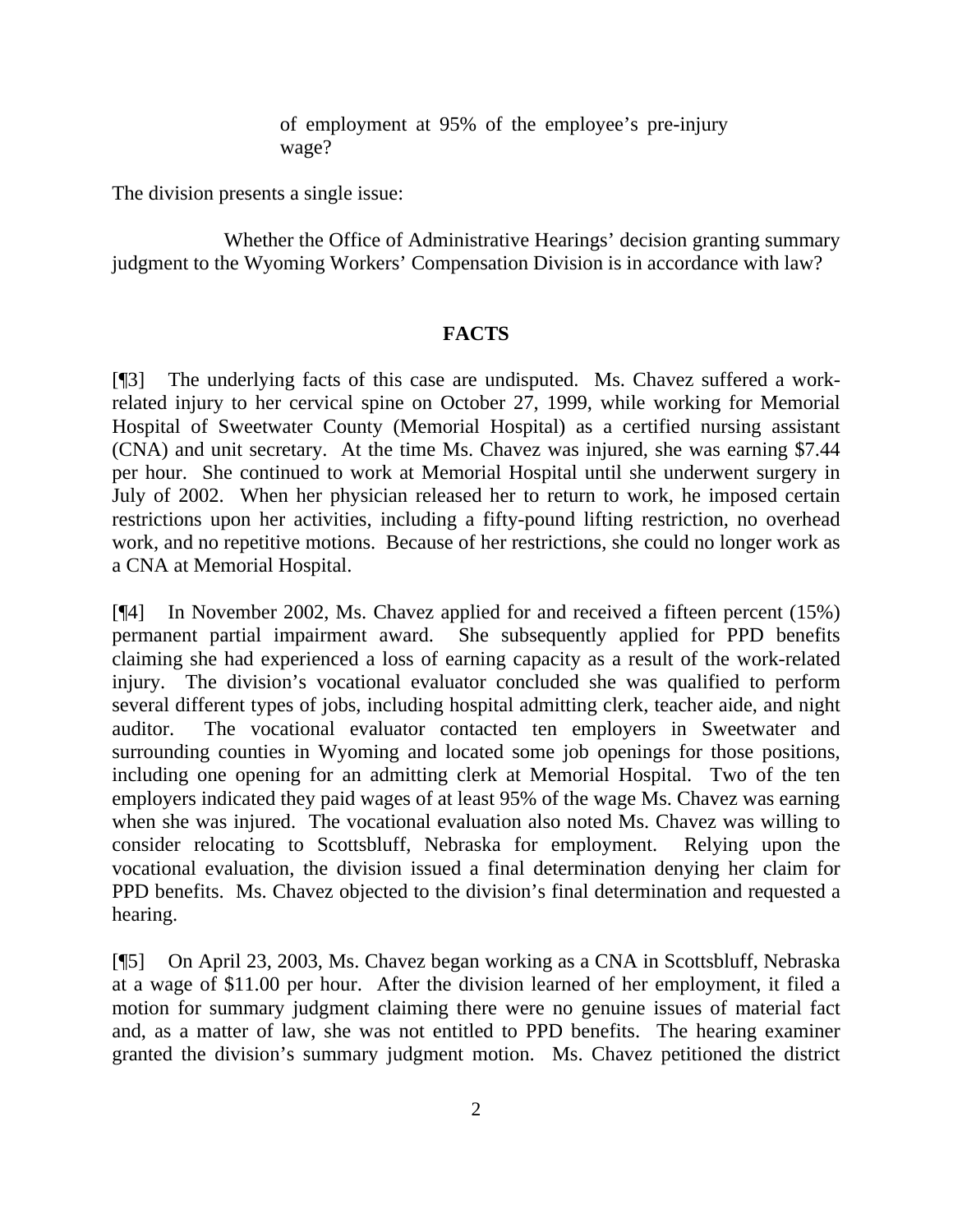of employment at 95% of the employee's pre-injury wage?

The division presents a single issue:

> Whether the Office of Administrative Hearings' decision granting summary judgment to the Wyoming Workers' Compensation Division is in accordance with law?

## FACTS

[¶3] The underlying facts of this case are undisputed. Ms. Chavez suffered a work-related injury to her cervical spine on October 27, 1999, while working for Memorial Hospital of Sweetwater County (Memorial Hospital) as a certified nursing assistant (CNA) and unit secretary. At the time Ms. Chavez was injured, she was earning $7.44 per hour. She continued to work at Memorial Hospital until she underwent surgery in July of 2002. When her physician released her to return to work, he imposed certain restrictions upon her activities, including a fifty-pound lifting restriction, no overhead work, and no repetitive motions. Because of her restrictions, she could no longer work as a CNA at Memorial Hospital.

[¶4] In November 2002, Ms. Chavez applied for and received a fifteen percent (15%) permanent partial impairment award. She subsequently applied for PPD benefits claiming she had experienced a loss of earning capacity as a result of the work-related injury. The division's vocational evaluator concluded she was qualified to perform several different types of jobs, including hospital admitting clerk, teacher aide, and night auditor. The vocational evaluator contacted ten employers in Sweetwater and surrounding counties in Wyoming and located some job openings for those positions, including one opening for an admitting clerk at Memorial Hospital. Two of the ten employers indicated they paid wages of at least 95% of the wage Ms. Chavez was earning when she was injured. The vocational evaluation also noted Ms. Chavez was willing to consider relocating to Scottsbluff, Nebraska for employment. Relying upon the vocational evaluation, the division issued a final determination denying her claim for PPD benefits. Ms. Chavez objected to the division's final determination and requested a hearing.

[¶5] On April 23, 2003, Ms. Chavez began working as a CNA in Scottsbluff, Nebraska at a wage of $11.00 per hour. After the division learned of her employment, it filed a motion for summary judgment claiming there were no genuine issues of material fact and, as a matter of law, she was not entitled to PPD benefits. The hearing examiner granted the division's summary judgment motion. Ms. Chavez petitioned the district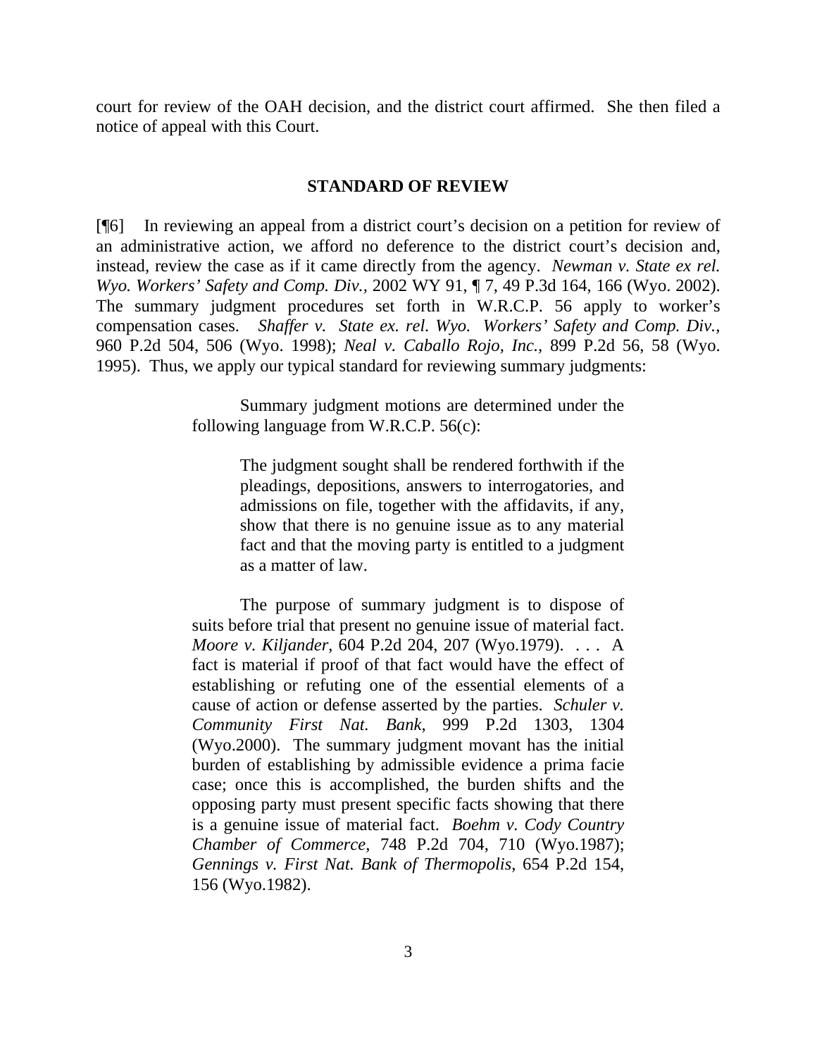court for review of the OAH decision, and the district court affirmed. She then filed a notice of appeal with this Court.

## STANDARD OF REVIEW

[¶6] In reviewing an appeal from a district court's decision on a petition for review of an administrative action, we afford no deference to the district court's decision and, instead, review the case as if it came directly from the agency. *Newman v. State ex rel. Wyo. Workers' Safety and Comp. Div.*, 2002 WY 91, ¶ 7, 49 P.3d 164, 166 (Wyo. 2002). The summary judgment procedures set forth in W.R.C.P. 56 apply to worker's compensation cases. *Shaffer v. State ex. rel. Wyo. Workers' Safety and Comp. Div.*, 960 P.2d 504, 506 (Wyo. 1998); *Neal v. Caballo Rojo, Inc.*, 899 P.2d 56, 58 (Wyo. 1995). Thus, we apply our typical standard for reviewing summary judgments:

> Summary judgment motions are determined under the following language from W.R.C.P. 56(c):
>
> > The judgment sought shall be rendered forthwith if the pleadings, depositions, answers to interrogatories, and admissions on file, together with the affidavits, if any, show that there is no genuine issue as to any material fact and that the moving party is entitled to a judgment as a matter of law.
>
> The purpose of summary judgment is to dispose of suits before trial that present no genuine issue of material fact. *Moore v. Kiljander*, 604 P.2d 204, 207 (Wyo.1979). . . . A fact is material if proof of that fact would have the effect of establishing or refuting one of the essential elements of a cause of action or defense asserted by the parties. *Schuler v. Community First Nat. Bank*, 999 P.2d 1303, 1304 (Wyo.2000). The summary judgment movant has the initial burden of establishing by admissible evidence a prima facie case; once this is accomplished, the burden shifts and the opposing party must present specific facts showing that there is a genuine issue of material fact. *Boehm v. Cody Country Chamber of Commerce*, 748 P.2d 704, 710 (Wyo.1987); *Gennings v. First Nat. Bank of Thermopolis*, 654 P.2d 154, 156 (Wyo.1982).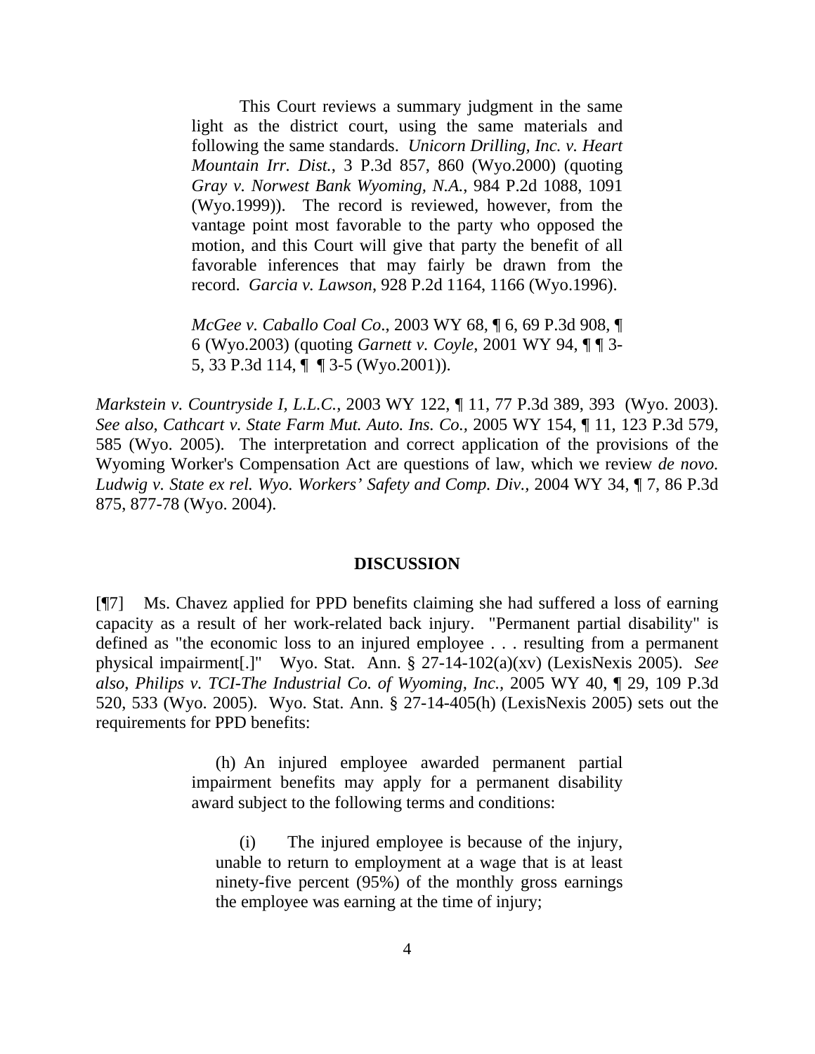> This Court reviews a summary judgment in the same light as the district court, using the same materials and following the same standards. *Unicorn Drilling, Inc. v. Heart Mountain Irr. Dist.*, 3 P.3d 857, 860 (Wyo.2000) (quoting *Gray v. Norwest Bank Wyoming, N.A.*, 984 P.2d 1088, 1091 (Wyo.1999)). The record is reviewed, however, from the vantage point most favorable to the party who opposed the motion, and this Court will give that party the benefit of all favorable inferences that may fairly be drawn from the record. *Garcia v. Lawson*, 928 P.2d 1164, 1166 (Wyo.1996).
>
> *McGee v. Caballo Coal Co*., 2003 WY 68, ¶ 6, 69 P.3d 908, ¶ 6 (Wyo.2003) (quoting *Garnett v. Coyle*, 2001 WY 94, ¶ ¶ 3-5, 33 P.3d 114, ¶ ¶ 3-5 (Wyo.2001)).

*Markstein v. Countryside I, L.L.C.*, 2003 WY 122, ¶ 11, 77 P.3d 389, 393 (Wyo. 2003). *See also*, *Cathcart v. State Farm Mut. Auto. Ins. Co.,* 2005 WY 154, ¶ 11, 123 P.3d 579, 585 (Wyo. 2005). The interpretation and correct application of the provisions of the Wyoming Worker's Compensation Act are questions of law, which we review *de novo. Ludwig v. State ex rel. Wyo. Workers' Safety and Comp. Div.*, 2004 WY 34, ¶ 7, 86 P.3d 875, 877-78 (Wyo. 2004).

## DISCUSSION

[¶7] Ms. Chavez applied for PPD benefits claiming she had suffered a loss of earning capacity as a result of her work-related back injury. "Permanent partial disability" is defined as "the economic loss to an injured employee . . . resulting from a permanent physical impairment[.]" Wyo. Stat. Ann. § 27-14-102(a)(xv) (LexisNexis 2005). *See also*, *Philips v. TCI-The Industrial Co. of Wyoming, Inc.*, 2005 WY 40, ¶ 29, 109 P.3d 520, 533 (Wyo. 2005). Wyo. Stat. Ann. § 27-14-405(h) (LexisNexis 2005) sets out the requirements for PPD benefits:

> (h) An injured employee awarded permanent partial impairment benefits may apply for a permanent disability award subject to the following terms and conditions:
>
> (i) The injured employee is because of the injury, unable to return to employment at a wage that is at least ninety-five percent (95%) of the monthly gross earnings the employee was earning at the time of injury;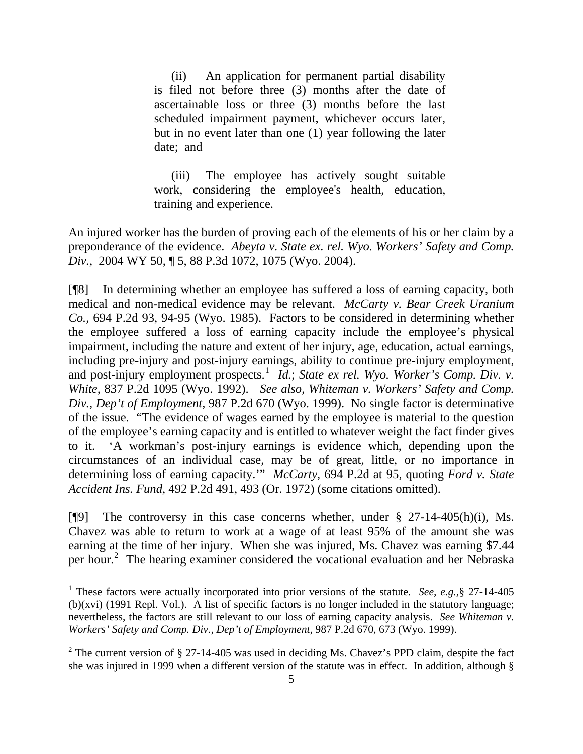> (ii) An application for permanent partial disability is filed not before three (3) months after the date of ascertainable loss or three (3) months before the last scheduled impairment payment, whichever occurs later, but in no event later than one (1) year following the later date; and
>
> (iii) The employee has actively sought suitable work, considering the employee's health, education, training and experience.

An injured worker has the burden of proving each of the elements of his or her claim by a preponderance of the evidence. *Abeyta v. State ex. rel. Wyo. Workers' Safety and Comp. Div.*, 2004 WY 50, ¶ 5, 88 P.3d 1072, 1075 (Wyo. 2004).

[¶8] In determining whether an employee has suffered a loss of earning capacity, both medical and non-medical evidence may be relevant. *McCarty v. Bear Creek Uranium Co.*, 694 P.2d 93, 94-95 (Wyo. 1985). Factors to be considered in determining whether the employee suffered a loss of earning capacity include the employee's physical impairment, including the nature and extent of her injury, age, education, actual earnings, including pre-injury and post-injury earnings, ability to continue pre-injury employment, and post-injury employment prospects.[1] *Id.*; *State ex rel. Wyo. Worker's Comp. Div. v. White*, 837 P.2d 1095 (Wyo. 1992). *See also*, *Whiteman v. Workers' Safety and Comp. Div., Dep't of Employment*, 987 P.2d 670 (Wyo. 1999). No single factor is determinative of the issue. "The evidence of wages earned by the employee is material to the question of the employee's earning capacity and is entitled to whatever weight the fact finder gives to it. 'A workman's post-injury earnings is evidence which, depending upon the circumstances of an individual case, may be of great, little, or no importance in determining loss of earning capacity.'" *McCarty*, 694 P.2d at 95, quoting *Ford v. State Accident Ins. Fund*, 492 P.2d 491, 493 (Or. 1972) (some citations omitted).

[¶9] The controversy in this case concerns whether, under § 27-14-405(h)(i), Ms. Chavez was able to return to work at a wage of at least 95% of the amount she was earning at the time of her injury. When she was injured, Ms. Chavez was earning $7.44 per hour.[2] The hearing examiner considered the vocational evaluation and her Nebraska

---

[1] These factors were actually incorporated into prior versions of the statute. *See*, *e.g.*,§ 27-14-405 (b)(xvi) (1991 Repl. Vol.). A list of specific factors is no longer included in the statutory language; nevertheless, the factors are still relevant to our loss of earning capacity analysis. *See Whiteman v. Workers' Safety and Comp. Div., Dep't of Employment*, 987 P.2d 670, 673 (Wyo. 1999).

[2] The current version of § 27-14-405 was used in deciding Ms. Chavez's PPD claim, despite the fact she was injured in 1999 when a different version of the statute was in effect. In addition, although §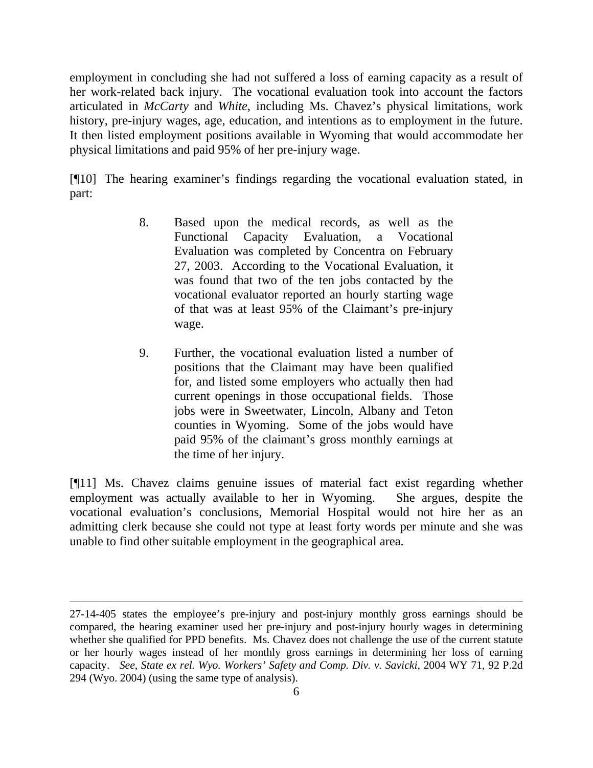employment in concluding she had not suffered a loss of earning capacity as a result of her work-related back injury. The vocational evaluation took into account the factors articulated in *McCarty* and *White*, including Ms. Chavez's physical limitations, work history, pre-injury wages, age, education, and intentions as to employment in the future. It then listed employment positions available in Wyoming that would accommodate her physical limitations and paid 95% of her pre-injury wage.

[¶10] The hearing examiner's findings regarding the vocational evaluation stated, in part:

> 8. Based upon the medical records, as well as the Functional Capacity Evaluation, a Vocational Evaluation was completed by Concentra on February 27, 2003. According to the Vocational Evaluation, it was found that two of the ten jobs contacted by the vocational evaluator reported an hourly starting wage of that was at least 95% of the Claimant's pre-injury wage.
>
> 9. Further, the vocational evaluation listed a number of positions that the Claimant may have been qualified for, and listed some employers who actually then had current openings in those occupational fields. Those jobs were in Sweetwater, Lincoln, Albany and Teton counties in Wyoming. Some of the jobs would have paid 95% of the claimant's gross monthly earnings at the time of her injury.

[¶11] Ms. Chavez claims genuine issues of material fact exist regarding whether employment was actually available to her in Wyoming. She argues, despite the vocational evaluation's conclusions, Memorial Hospital would not hire her as an admitting clerk because she could not type at least forty words per minute and she was unable to find other suitable employment in the geographical area.

---

27-14-405 states the employee's pre-injury and post-injury monthly gross earnings should be compared, the hearing examiner used her pre-injury and post-injury hourly wages in determining whether she qualified for PPD benefits. Ms. Chavez does not challenge the use of the current statute or her hourly wages instead of her monthly gross earnings in determining her loss of earning capacity. *See, State ex rel. Wyo. Workers' Safety and Comp. Div. v. Savicki,* 2004 WY 71, 92 P.2d 294 (Wyo. 2004) (using the same type of analysis).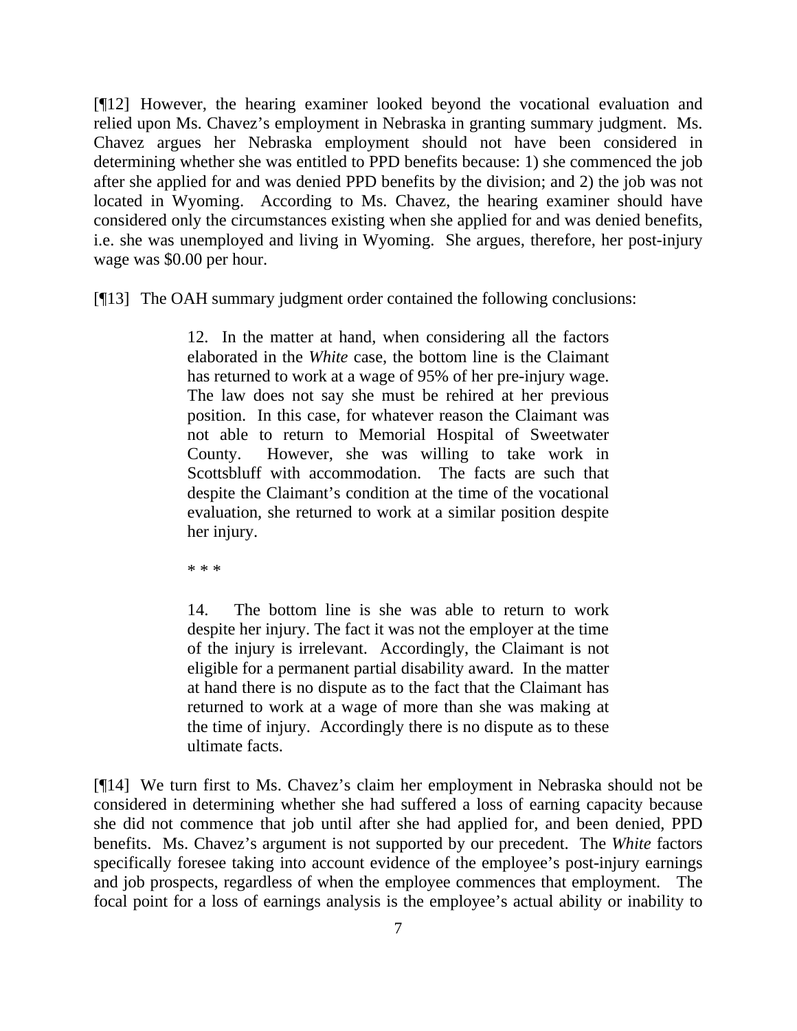[¶12] However, the hearing examiner looked beyond the vocational evaluation and relied upon Ms. Chavez's employment in Nebraska in granting summary judgment. Ms. Chavez argues her Nebraska employment should not have been considered in determining whether she was entitled to PPD benefits because: 1) she commenced the job after she applied for and was denied PPD benefits by the division; and 2) the job was not located in Wyoming. According to Ms. Chavez, the hearing examiner should have considered only the circumstances existing when she applied for and was denied benefits, i.e. she was unemployed and living in Wyoming. She argues, therefore, her post-injury wage was $0.00 per hour.

[¶13] The OAH summary judgment order contained the following conclusions:

> 12. In the matter at hand, when considering all the factors elaborated in the *White* case, the bottom line is the Claimant has returned to work at a wage of 95% of her pre-injury wage. The law does not say she must be rehired at her previous position. In this case, for whatever reason the Claimant was not able to return to Memorial Hospital of Sweetwater County. However, she was willing to take work in Scottsbluff with accommodation. The facts are such that despite the Claimant's condition at the time of the vocational evaluation, she returned to work at a similar position despite her injury.
>
> * * *
>
> 14. The bottom line is she was able to return to work despite her injury. The fact it was not the employer at the time of the injury is irrelevant. Accordingly, the Claimant is not eligible for a permanent partial disability award. In the matter at hand there is no dispute as to the fact that the Claimant has returned to work at a wage of more than she was making at the time of injury. Accordingly there is no dispute as to these ultimate facts.

[¶14] We turn first to Ms. Chavez's claim her employment in Nebraska should not be considered in determining whether she had suffered a loss of earning capacity because she did not commence that job until after she had applied for, and been denied, PPD benefits. Ms. Chavez's argument is not supported by our precedent. The *White* factors specifically foresee taking into account evidence of the employee's post-injury earnings and job prospects, regardless of when the employee commences that employment. The focal point for a loss of earnings analysis is the employee's actual ability or inability to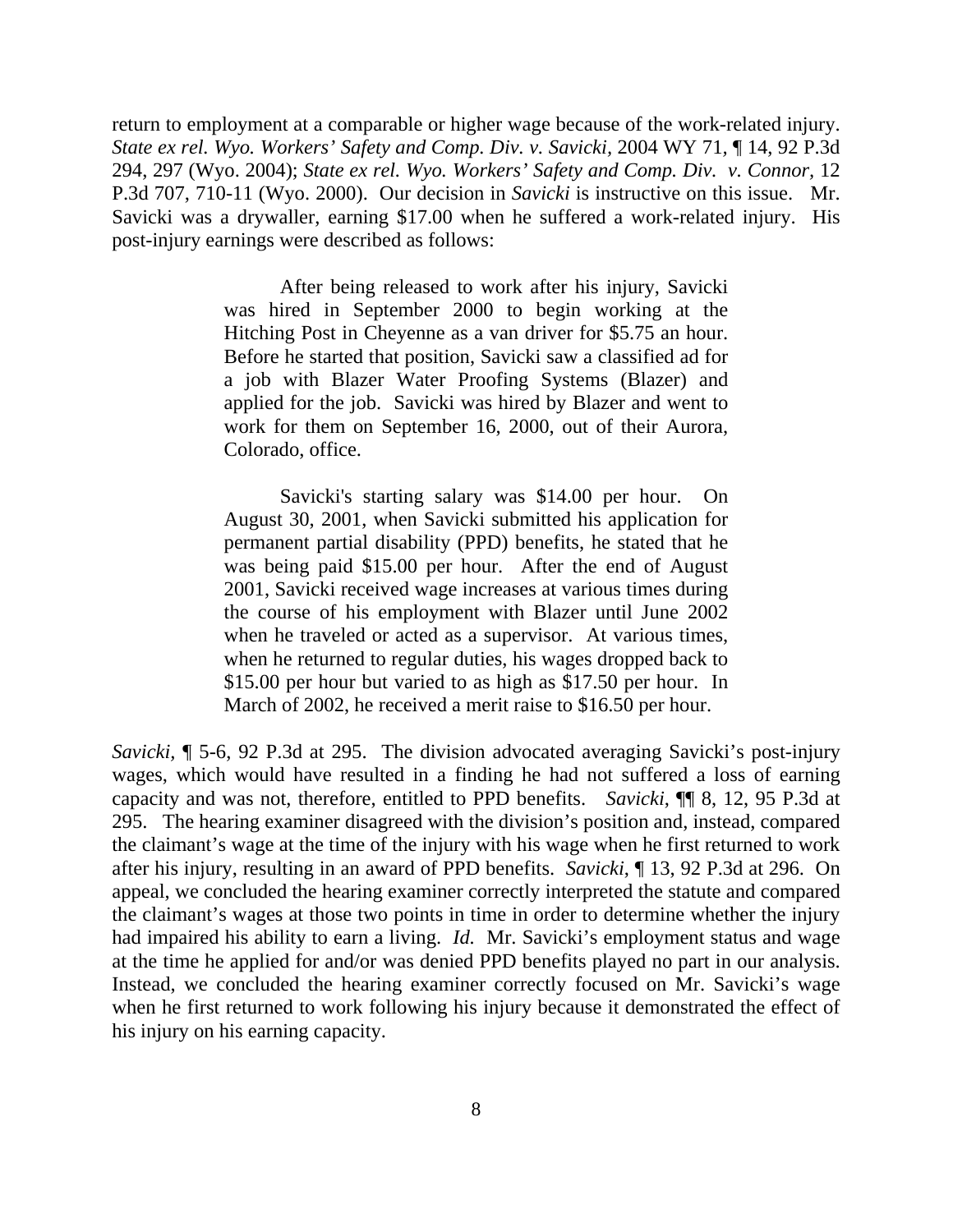return to employment at a comparable or higher wage because of the work-related injury. *State ex rel. Wyo. Workers' Safety and Comp. Div. v. Savicki*, 2004 WY 71, ¶ 14, 92 P.3d 294, 297 (Wyo. 2004); *State ex rel. Wyo. Workers' Safety and Comp. Div. v. Connor,* 12 P.3d 707, 710-11 (Wyo. 2000). Our decision in *Savicki* is instructive on this issue. Mr. Savicki was a drywaller, earning \$17.00 when he suffered a work-related injury. His post-injury earnings were described as follows:

> After being released to work after his injury, Savicki was hired in September 2000 to begin working at the Hitching Post in Cheyenne as a van driver for \$5.75 an hour. Before he started that position, Savicki saw a classified ad for a job with Blazer Water Proofing Systems (Blazer) and applied for the job. Savicki was hired by Blazer and went to work for them on September 16, 2000, out of their Aurora, Colorado, office.
>
> Savicki's starting salary was \$14.00 per hour. On August 30, 2001, when Savicki submitted his application for permanent partial disability (PPD) benefits, he stated that he was being paid \$15.00 per hour. After the end of August 2001, Savicki received wage increases at various times during the course of his employment with Blazer until June 2002 when he traveled or acted as a supervisor. At various times, when he returned to regular duties, his wages dropped back to \$15.00 per hour but varied to as high as \$17.50 per hour. In March of 2002, he received a merit raise to \$16.50 per hour.

*Savicki,* ¶ 5-6, 92 P.3d at 295. The division advocated averaging Savicki's post-injury wages, which would have resulted in a finding he had not suffered a loss of earning capacity and was not, therefore, entitled to PPD benefits. *Savicki*, ¶¶ 8, 12, 95 P.3d at 295. The hearing examiner disagreed with the division's position and, instead, compared the claimant's wage at the time of the injury with his wage when he first returned to work after his injury, resulting in an award of PPD benefits. *Savicki*, ¶ 13, 92 P.3d at 296. On appeal, we concluded the hearing examiner correctly interpreted the statute and compared the claimant's wages at those two points in time in order to determine whether the injury had impaired his ability to earn a living. *Id.* Mr. Savicki's employment status and wage at the time he applied for and/or was denied PPD benefits played no part in our analysis. Instead, we concluded the hearing examiner correctly focused on Mr. Savicki's wage when he first returned to work following his injury because it demonstrated the effect of his injury on his earning capacity.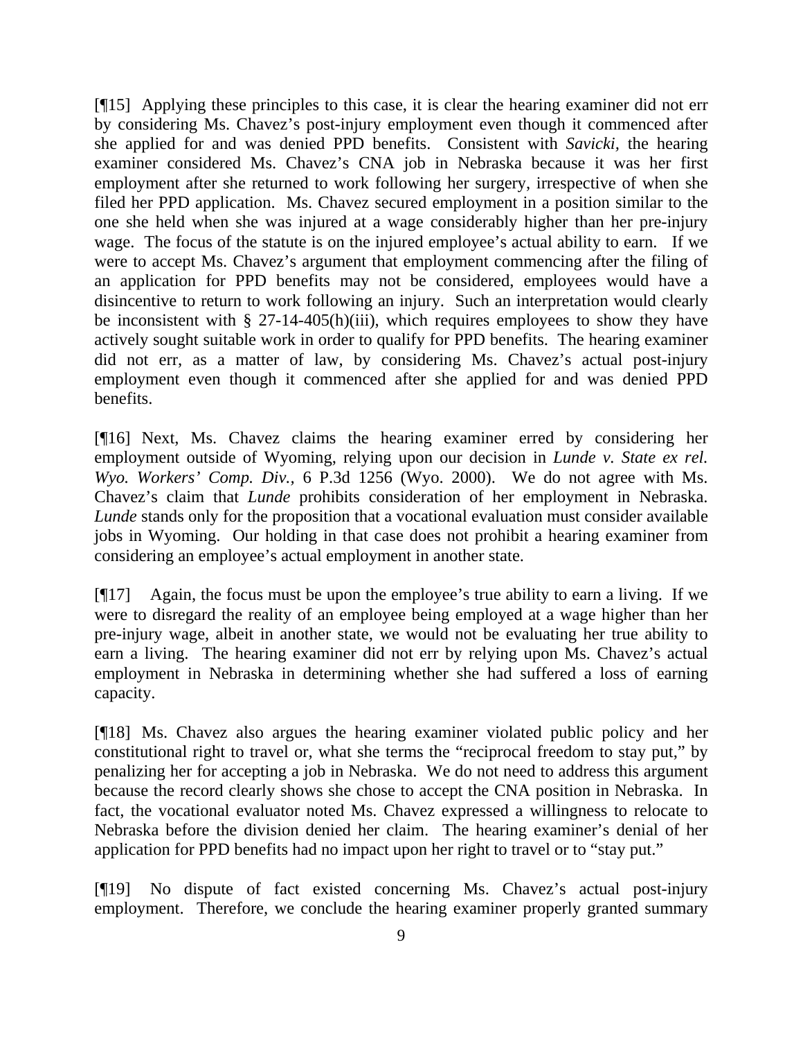[¶15] Applying these principles to this case, it is clear the hearing examiner did not err by considering Ms. Chavez's post-injury employment even though it commenced after she applied for and was denied PPD benefits. Consistent with *Savicki,* the hearing examiner considered Ms. Chavez's CNA job in Nebraska because it was her first employment after she returned to work following her surgery, irrespective of when she filed her PPD application. Ms. Chavez secured employment in a position similar to the one she held when she was injured at a wage considerably higher than her pre-injury wage. The focus of the statute is on the injured employee's actual ability to earn. If we were to accept Ms. Chavez's argument that employment commencing after the filing of an application for PPD benefits may not be considered, employees would have a disincentive to return to work following an injury. Such an interpretation would clearly be inconsistent with § 27-14-405(h)(iii), which requires employees to show they have actively sought suitable work in order to qualify for PPD benefits. The hearing examiner did not err, as a matter of law, by considering Ms. Chavez's actual post-injury employment even though it commenced after she applied for and was denied PPD benefits.

[¶16] Next, Ms. Chavez claims the hearing examiner erred by considering her employment outside of Wyoming, relying upon our decision in *Lunde v. State ex rel. Wyo. Workers' Comp. Div.,* 6 P.3d 1256 (Wyo. 2000). We do not agree with Ms. Chavez's claim that *Lunde* prohibits consideration of her employment in Nebraska. *Lunde* stands only for the proposition that a vocational evaluation must consider available jobs in Wyoming. Our holding in that case does not prohibit a hearing examiner from considering an employee's actual employment in another state.

[¶17] Again, the focus must be upon the employee's true ability to earn a living. If we were to disregard the reality of an employee being employed at a wage higher than her pre-injury wage, albeit in another state, we would not be evaluating her true ability to earn a living. The hearing examiner did not err by relying upon Ms. Chavez's actual employment in Nebraska in determining whether she had suffered a loss of earning capacity.

[¶18] Ms. Chavez also argues the hearing examiner violated public policy and her constitutional right to travel or, what she terms the "reciprocal freedom to stay put," by penalizing her for accepting a job in Nebraska. We do not need to address this argument because the record clearly shows she chose to accept the CNA position in Nebraska. In fact, the vocational evaluator noted Ms. Chavez expressed a willingness to relocate to Nebraska before the division denied her claim. The hearing examiner's denial of her application for PPD benefits had no impact upon her right to travel or to "stay put."

[¶19] No dispute of fact existed concerning Ms. Chavez's actual post-injury employment. Therefore, we conclude the hearing examiner properly granted summary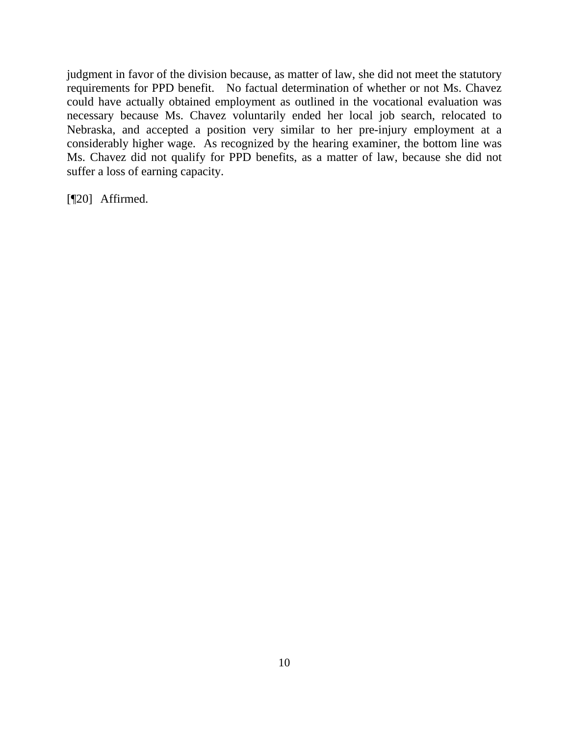judgment in favor of the division because, as matter of law, she did not meet the statutory requirements for PPD benefit. No factual determination of whether or not Ms. Chavez could have actually obtained employment as outlined in the vocational evaluation was necessary because Ms. Chavez voluntarily ended her local job search, relocated to Nebraska, and accepted a position very similar to her pre-injury employment at a considerably higher wage. As recognized by the hearing examiner, the bottom line was Ms. Chavez did not qualify for PPD benefits, as a matter of law, because she did not suffer a loss of earning capacity.

[¶20] Affirmed.